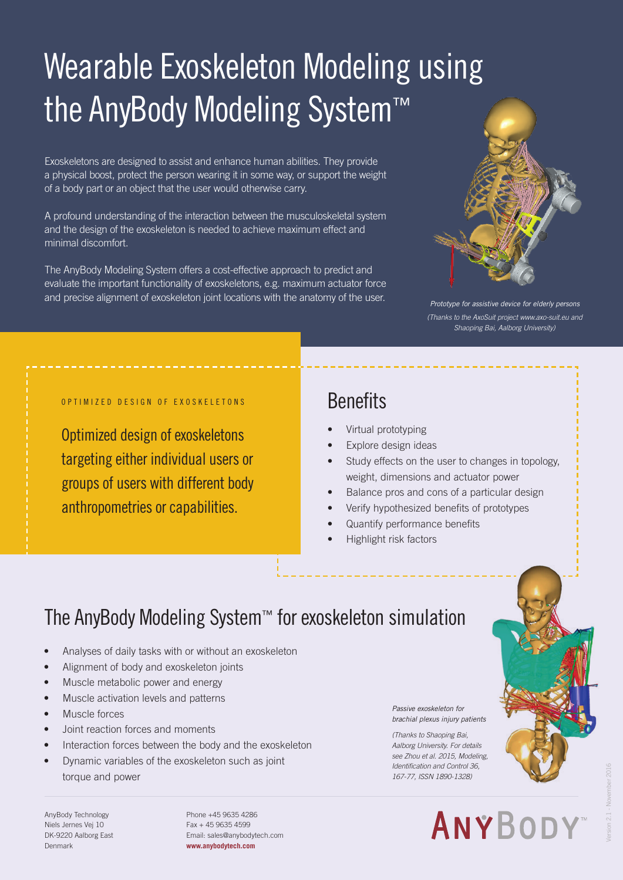# Wearable Exoskeleton Modeling using the AnyBody Modeling System™

Exoskeletons are designed to assist and enhance human abilities. They provide a physical boost, protect the person wearing it in some way, or support the weight of a body part or an object that the user would otherwise carry.

A profound understanding of the interaction between the musculoskeletal system and the design of the exoskeleton is needed to achieve maximum effect and minimal discomfort.

The AnyBody Modeling System offers a cost-effective approach to predict and evaluate the important functionality of exoskeletons, e.g. maximum actuator force and precise alignment of exoskeleton joint locations with the anatomy of the user.

*Prototype for assistive device for elderly persons*
*(Thanks to the AxoSuit project www.axo-suit.eu and Shaoping Bai, Aalborg University)*

OPTIMIZED DESIGN OF EXOSKELETONS

Optimized design of exoskeletons targeting either individual users or groups of users with different body anthropometries or capabilities.

## Benefits

- Virtual prototyping
- Explore design ideas
- Study effects on the user to changes in topology, weight, dimensions and actuator power
- Balance pros and cons of a particular design
- Verify hypothesized benefits of prototypes
- Quantify performance benefits
- Highlight risk factors

## The AnyBody Modeling System™ for exoskeleton simulation

- Analyses of daily tasks with or without an exoskeleton
- Alignment of body and exoskeleton joints
- Muscle metabolic power and energy
- Muscle activation levels and patterns
- Muscle forces
- Joint reaction forces and moments
- Interaction forces between the body and the exoskeleton
- Dynamic variables of the exoskeleton such as joint torque and power

*Passive exoskeleton for brachial plexus injury patients*

*(Thanks to Shaoping Bai, Aalborg University. For details see Zhou et al. 2015, Modeling, Identification and Control 36, 167-77, ISSN 1890-1328)*

AnyBody Technology
Niels Jernes Vej 10
DK-9220 Aalborg East
Denmark

Phone +45 9635 4286
Fax + 45 9635 4599
Email: sales@anybodytech.com
**www.anybodytech.com**

ANYBODY™

Version 2.1 - November 2016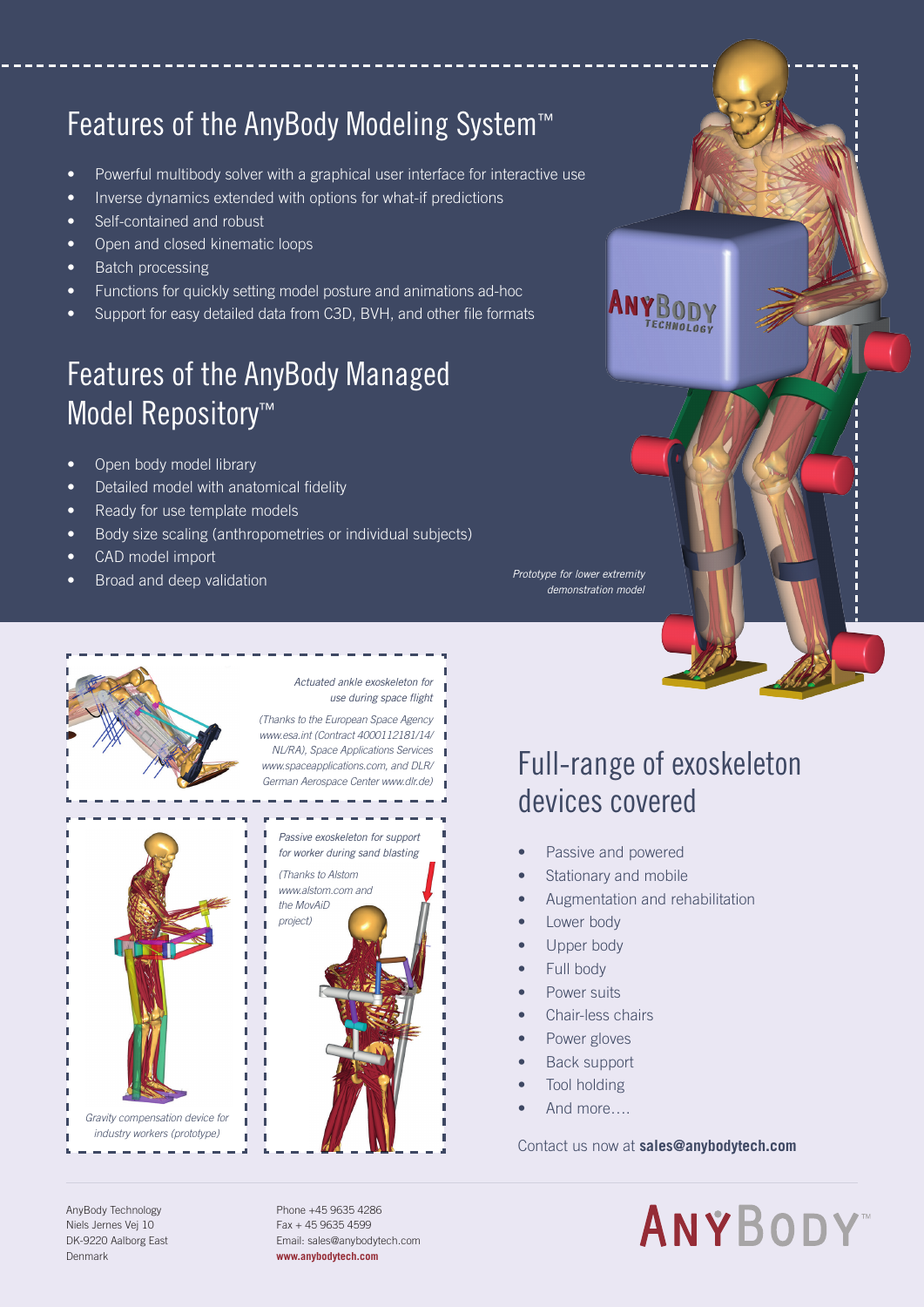## Features of the AnyBody Modeling System™

- Powerful multibody solver with a graphical user interface for interactive use
- Inverse dynamics extended with options for what-if predictions
- Self-contained and robust
- Open and closed kinematic loops
- Batch processing
- Functions for quickly setting model posture and animations ad-hoc
- Support for easy detailed data from C3D, BVH, and other file formats

## Features of the AnyBody Managed Model Repository™

- Open body model library
- Detailed model with anatomical fidelity
- Ready for use template models
- Body size scaling (anthropometries or individual subjects)
- CAD model import
- Broad and deep validation

*Prototype for lower extremity demonstration model*

*Actuated ankle exoskeleton for use during space flight*

*(Thanks to the European Space Agency www.esa.int (Contract 4000112181/14/NL/RA), Space Applications Services www.spaceapplications.com, and DLR/German Aerospace Center www.dlr.de)*

*Gravity compensation device for industry workers (prototype)*

*Passive exoskeleton for support for worker during sand blasting*

*(Thanks to Alstom www.alstom.com and the MovAiD project)*

## Full-range of exoskeleton devices covered

- Passive and powered
- Stationary and mobile
- Augmentation and rehabilitation
- Lower body
- Upper body
- Full body
- Power suits
- Chair-less chairs
- Power gloves
- Back support
- Tool holding
- And more….

Contact us now at **sales@anybodytech.com**

AnyBody Technology
Niels Jernes Vej 10
DK-9220 Aalborg East
Denmark

Phone +45 9635 4286
Fax + 45 9635 4599
Email: sales@anybodytech.com
**www.anybodytech.com**

ANYBODY™